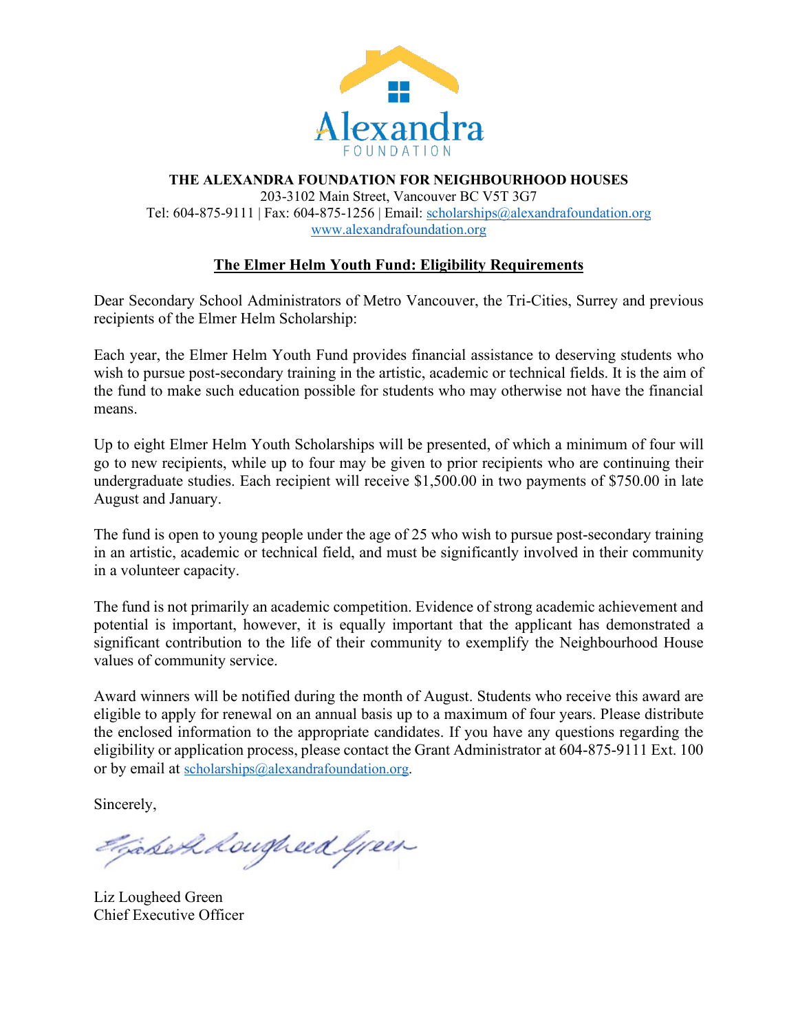Alexandra
FOUNDATION

**THE ALEXANDRA FOUNDATION FOR NEIGHBOURHOOD HOUSES**
203-3102 Main Street, Vancouver BC V5T 3G7
Tel: 604-875-9111 | Fax: 604-875-1256 | Email: scholarships@alexandrafoundation.org
www.alexandrafoundation.org

## The Elmer Helm Youth Fund: Eligibility Requirements

Dear Secondary School Administrators of Metro Vancouver, the Tri-Cities, Surrey and previous recipients of the Elmer Helm Scholarship:

Each year, the Elmer Helm Youth Fund provides financial assistance to deserving students who wish to pursue post-secondary training in the artistic, academic or technical fields. It is the aim of the fund to make such education possible for students who may otherwise not have the financial means.

Up to eight Elmer Helm Youth Scholarships will be presented, of which a minimum of four will go to new recipients, while up to four may be given to prior recipients who are continuing their undergraduate studies. Each recipient will receive $1,500.00 in two payments of $750.00 in late August and January.

The fund is open to young people under the age of 25 who wish to pursue post-secondary training in an artistic, academic or technical field, and must be significantly involved in their community in a volunteer capacity.

The fund is not primarily an academic competition. Evidence of strong academic achievement and potential is important, however, it is equally important that the applicant has demonstrated a significant contribution to the life of their community to exemplify the Neighbourhood House values of community service.

Award winners will be notified during the month of August. Students who receive this award are eligible to apply for renewal on an annual basis up to a maximum of four years. Please distribute the enclosed information to the appropriate candidates. If you have any questions regarding the eligibility or application process, please contact the Grant Administrator at 604-875-9111 Ext. 100 or by email at scholarships@alexandrafoundation.org.

Sincerely,

Liz Lougheed Green
Chief Executive Officer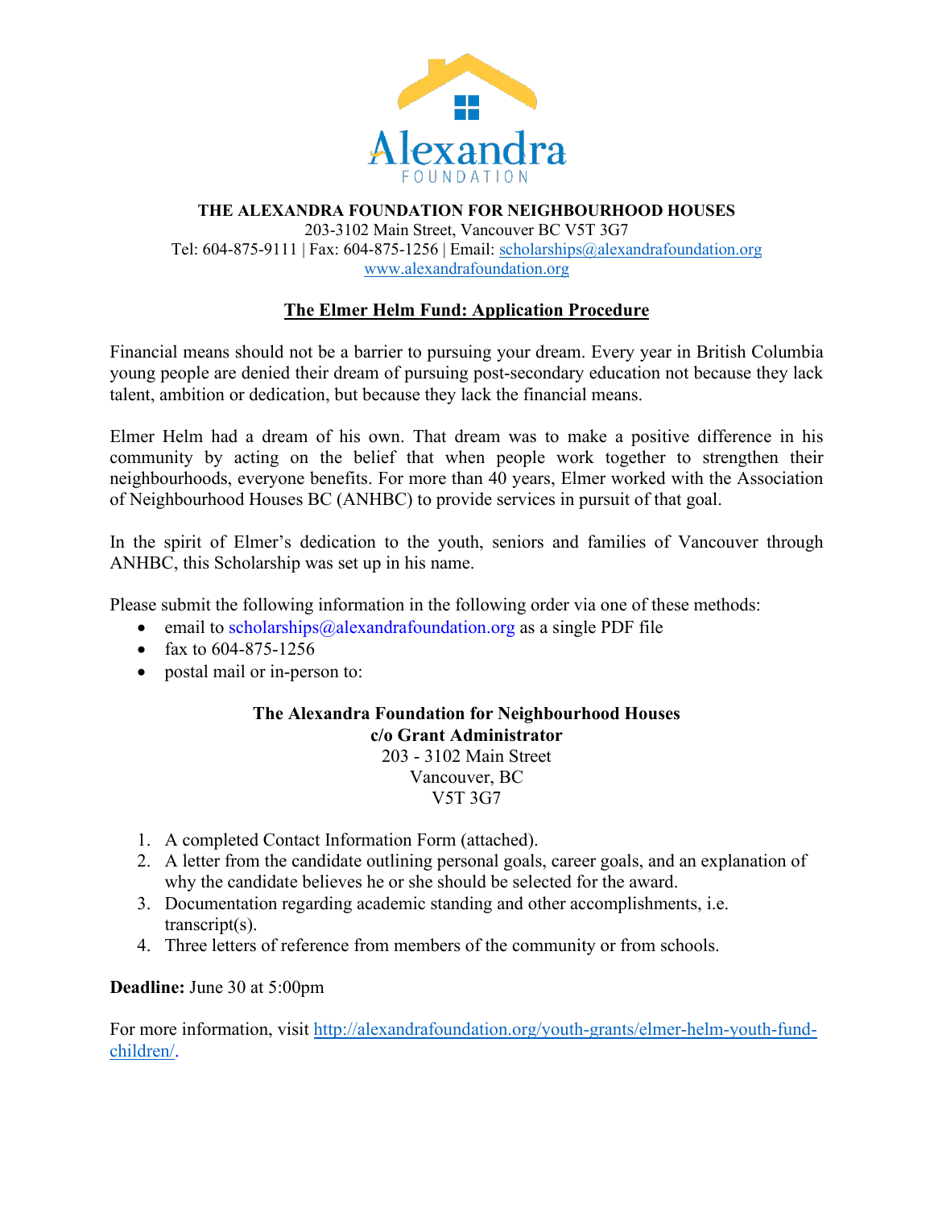**THE ALEXANDRA FOUNDATION FOR NEIGHBOURHOOD HOUSES**
203-3102 Main Street, Vancouver BC V5T 3G7
Tel: 604-875-9111 | Fax: 604-875-1256 | Email: scholarships@alexandrafoundation.org
www.alexandrafoundation.org

## The Elmer Helm Fund: Application Procedure

Financial means should not be a barrier to pursuing your dream. Every year in British Columbia young people are denied their dream of pursuing post-secondary education not because they lack talent, ambition or dedication, but because they lack the financial means.

Elmer Helm had a dream of his own. That dream was to make a positive difference in his community by acting on the belief that when people work together to strengthen their neighbourhoods, everyone benefits. For more than 40 years, Elmer worked with the Association of Neighbourhood Houses BC (ANHBC) to provide services in pursuit of that goal.

In the spirit of Elmer's dedication to the youth, seniors and families of Vancouver through ANHBC, this Scholarship was set up in his name.

Please submit the following information in the following order via one of these methods:

- email to scholarships@alexandrafoundation.org as a single PDF file
- fax to 604-875-1256
- postal mail or in-person to:

**The Alexandra Foundation for Neighbourhood Houses**
**c/o Grant Administrator**
203 - 3102 Main Street
Vancouver, BC
V5T 3G7

1. A completed Contact Information Form (attached).
2. A letter from the candidate outlining personal goals, career goals, and an explanation of why the candidate believes he or she should be selected for the award.
3. Documentation regarding academic standing and other accomplishments, i.e. transcript(s).
4. Three letters of reference from members of the community or from schools.

**Deadline:** June 30 at 5:00pm

For more information, visit http://alexandrafoundation.org/youth-grants/elmer-helm-youth-fund-children/.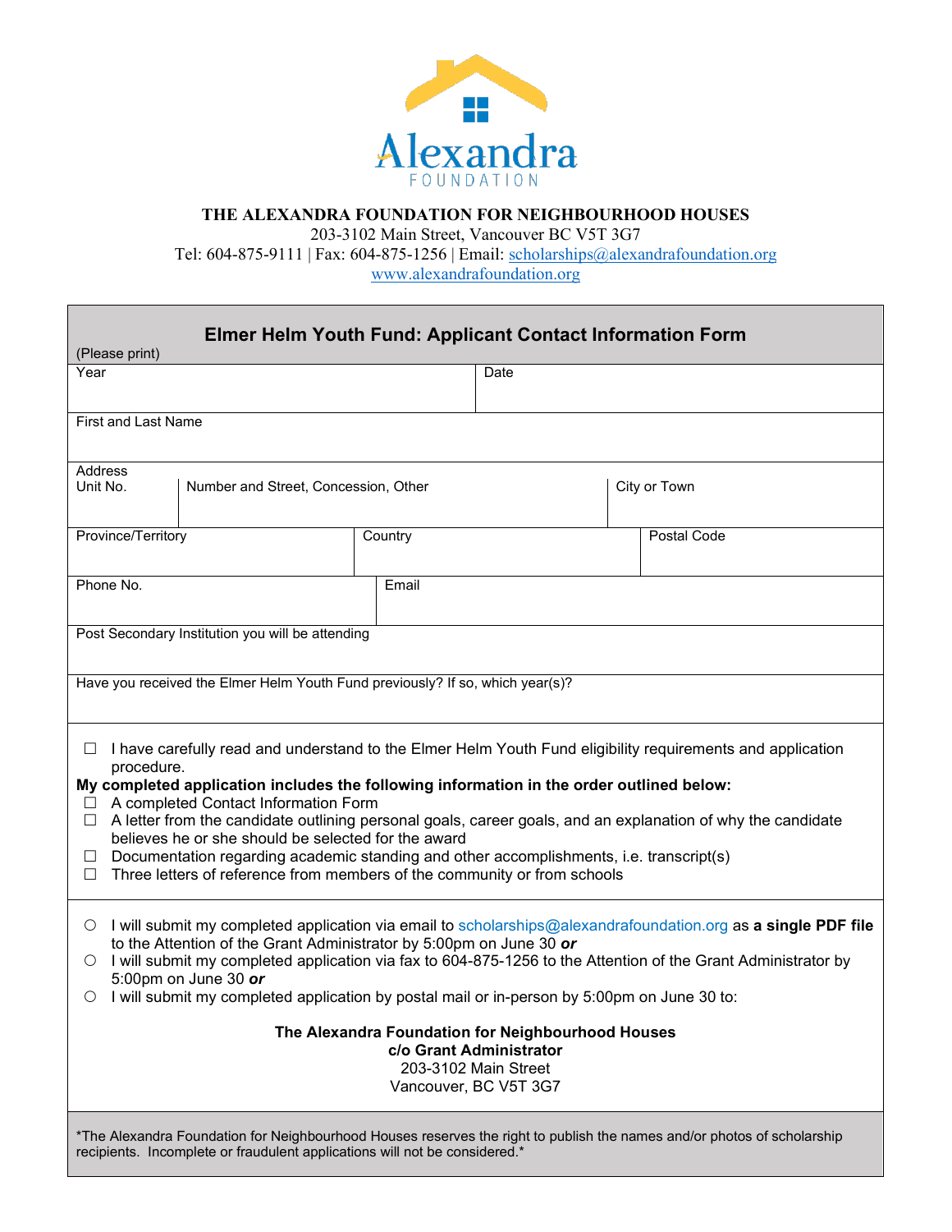Alexandra FOUNDATION

**THE ALEXANDRA FOUNDATION FOR NEIGHBOURHOOD HOUSES**
203-3102 Main Street, Vancouver BC V5T 3G7
Tel: 604-875-9111 | Fax: 604-875-1256 | Email: scholarships@alexandrafoundation.org
www.alexandrafoundation.org

## Elmer Helm Youth Fund: Applicant Contact Information Form

(Please print)

| | |
|---|---|
| Year | Date |
| First and Last Name | |

Address

| | | |
|---|---|---|
| Unit No. | Number and Street, Concession, Other | City or Town |

| | | |
|---|---|---|
| Province/Territory | Country | Postal Code |

| | |
|---|---|
| Phone No. | Email |

Post Secondary Institution you will be attending

Have you received the Elmer Helm Youth Fund previously? If so, which year(s)?

☐ I have carefully read and understand to the Elmer Helm Youth Fund eligibility requirements and application procedure.

**My completed application includes the following information in the order outlined below:**

- ☐ A completed Contact Information Form
- ☐ A letter from the candidate outlining personal goals, career goals, and an explanation of why the candidate believes he or she should be selected for the award
- ☐ Documentation regarding academic standing and other accomplishments, i.e. transcript(s)
- ☐ Three letters of reference from members of the community or from schools

- ○ I will submit my completed application via email to scholarships@alexandrafoundation.org as **a single PDF file** to the Attention of the Grant Administrator by 5:00pm on June 30 ***or***
- ○ I will submit my completed application via fax to 604-875-1256 to the Attention of the Grant Administrator by 5:00pm on June 30 ***or***
- ○ I will submit my completed application by postal mail or in-person by 5:00pm on June 30 to:

**The Alexandra Foundation for Neighbourhood Houses**
**c/o Grant Administrator**
203-3102 Main Street
Vancouver, BC V5T 3G7

*The Alexandra Foundation for Neighbourhood Houses reserves the right to publish the names and/or photos of scholarship recipients. Incomplete or fraudulent applications will not be considered.*